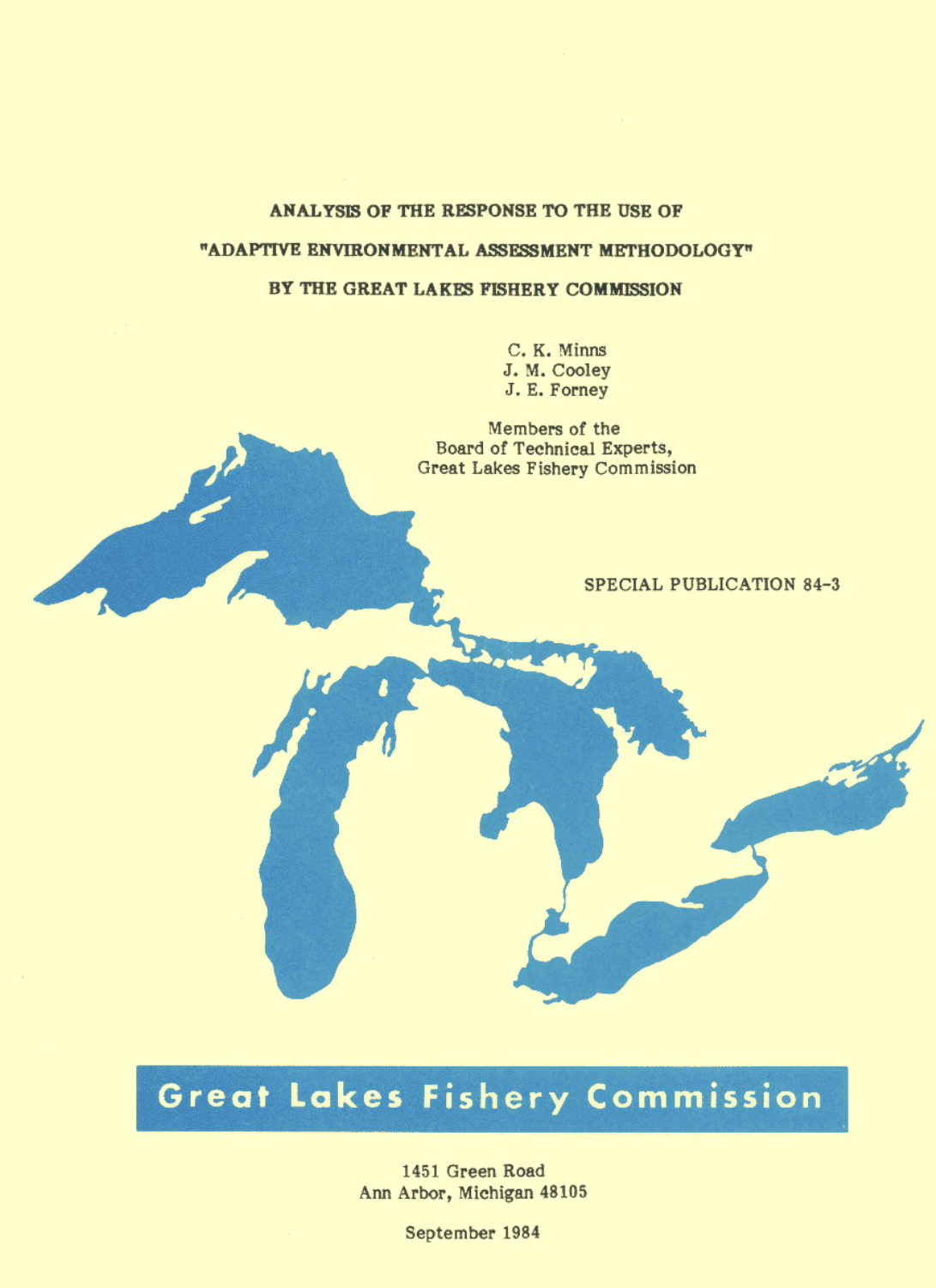# ANALYSIS OF THE RESPONSE TO THE USE OF "ADAPTIVE ENVIRONMENTAL ASSESSMENT METHODOLOGY" BY THE GREAT LAKES FISHERY COMMISSION

C. K. Minns
J. M. Cooley
J. E. Forney

Members of the
Board of Technical Experts,
Great Lakes Fishery Commission

SPECIAL PUBLICATION 84-3

**Great Lakes Fishery Commission**

1451 Green Road
Ann Arbor, Michigan 48105

September 1984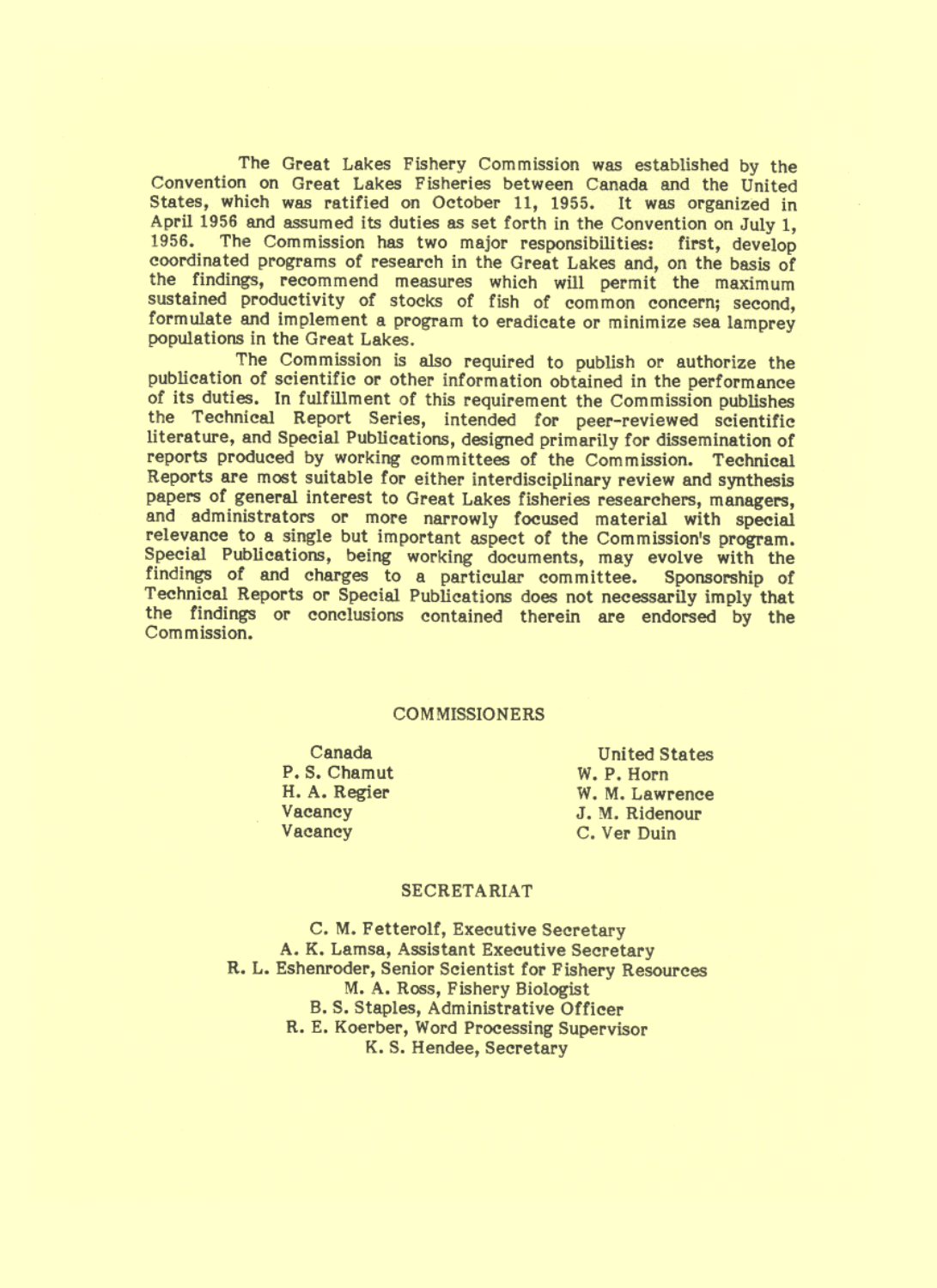The Great Lakes Fishery Commission was established by the Convention on Great Lakes Fisheries between Canada and the United States, which was ratified on October 11, 1955. It was organized in April 1956 and assumed its duties as set forth in the Convention on July 1, 1956. The Commission has two major responsibilities: first, develop coordinated programs of research in the Great Lakes and, on the basis of the findings, recommend measures which will permit the maximum sustained productivity of stocks of fish of common concern; second, formulate and implement a program to eradicate or minimize sea lamprey populations in the Great Lakes.

The Commission is also required to publish or authorize the publication of scientific or other information obtained in the performance of its duties. In fulfillment of this requirement the Commission publishes the Technical Report Series, intended for peer-reviewed scientific literature, and Special Publications, designed primarily for dissemination of reports produced by working committees of the Commission. Technical Reports are most suitable for either interdisciplinary review and synthesis papers of general interest to Great Lakes fisheries researchers, managers, and administrators or more narrowly focused material with special relevance to a single but important aspect of the Commission's program. Special Publications, being working documents, may evolve with the findings of and charges to a particular committee. Sponsorship of Technical Reports or Special Publications does not necessarily imply that the findings or conclusions contained therein are endorsed by the Commission.

## COMMISSIONERS

| Canada | United States |
|---|---|
| P. S. Chamut | W. P. Horn |
| H. A. Regier | W. M. Lawrence |
| Vacancy | J. M. Ridenour |
| Vacancy | C. Ver Duin |

## SECRETARIAT

C. M. Fetterolf, Executive Secretary
A. K. Lamsa, Assistant Executive Secretary
R. L. Eshenroder, Senior Scientist for Fishery Resources
M. A. Ross, Fishery Biologist
B. S. Staples, Administrative Officer
R. E. Koerber, Word Processing Supervisor
K. S. Hendee, Secretary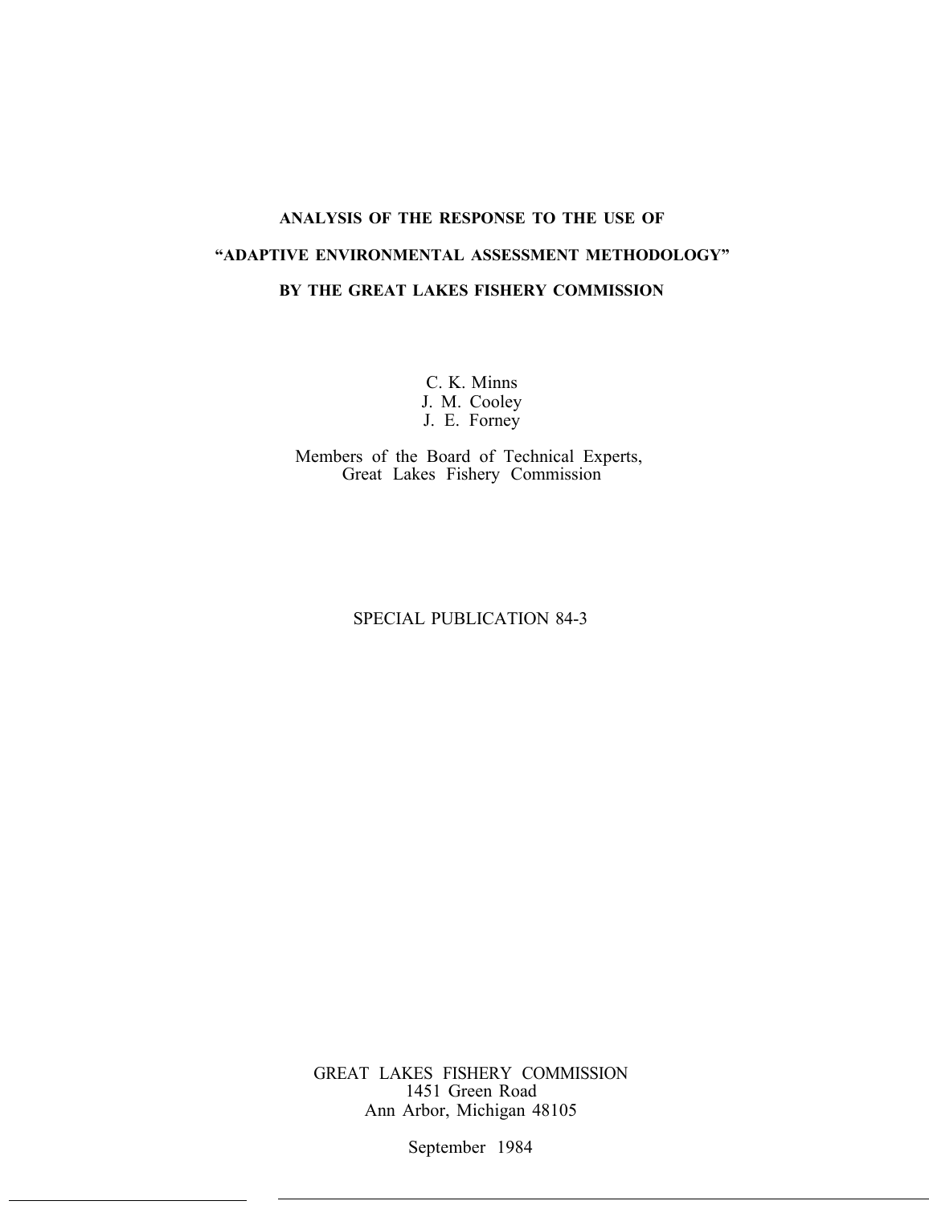# ANALYSIS OF THE RESPONSE TO THE USE OF "ADAPTIVE ENVIRONMENTAL ASSESSMENT METHODOLOGY" BY THE GREAT LAKES FISHERY COMMISSION

C. K. Minns
J. M. Cooley
J. E. Forney

Members of the Board of Technical Experts,
Great Lakes Fishery Commission

SPECIAL PUBLICATION 84-3

GREAT LAKES FISHERY COMMISSION
1451 Green Road
Ann Arbor, Michigan 48105

September 1984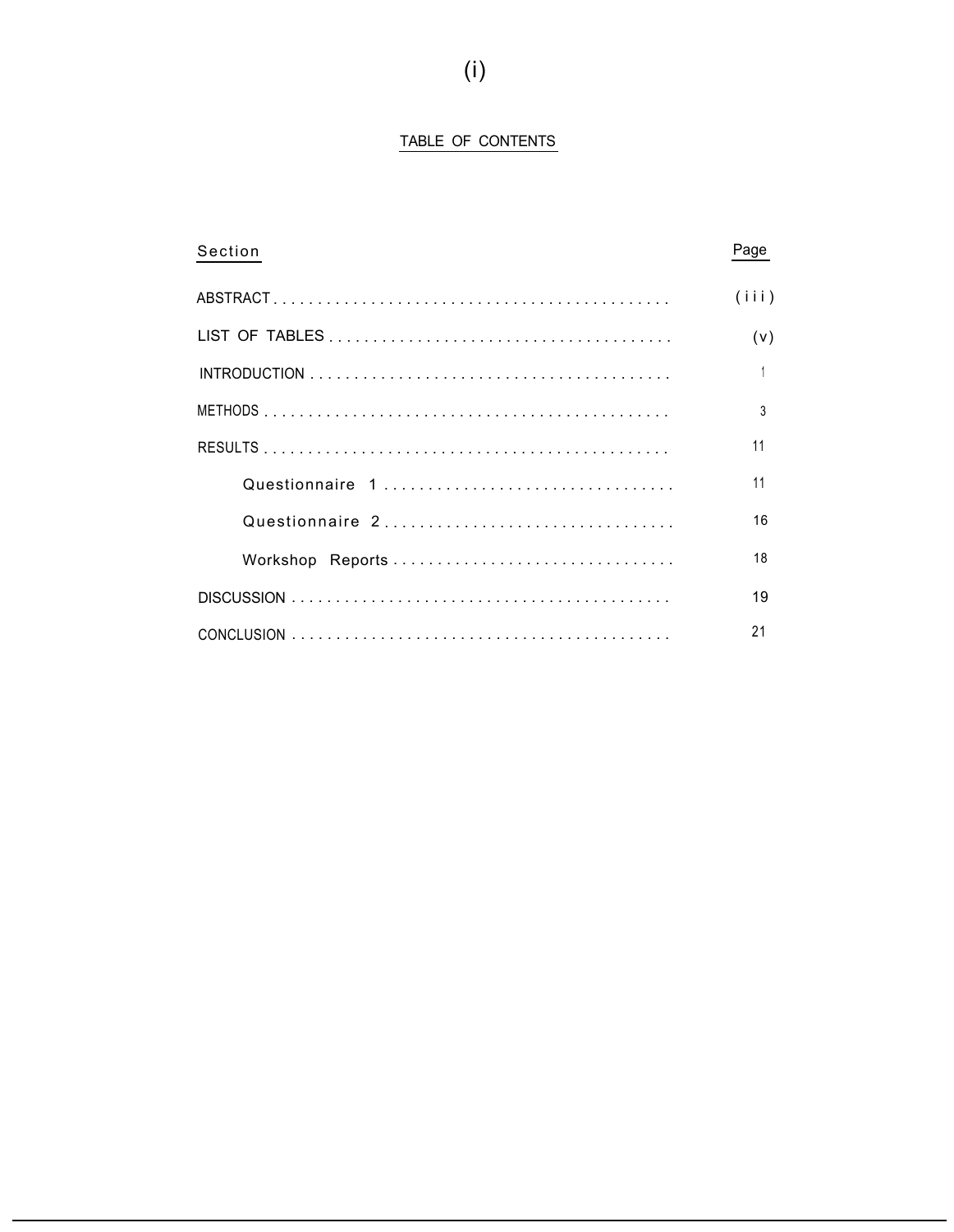## TABLE OF CONTENTS

| Section | Page |
|---|---|
| ABSTRACT | (iii) |
| LIST OF TABLES | (v) |
| INTRODUCTION | 1 |
| METHODS | 3 |
| RESULTS | 11 |
| Questionnaire 1 | 11 |
| Questionnaire 2 | 16 |
| Workshop Reports | 18 |
| DISCUSSION | 19 |
| CONCLUSION | 21 |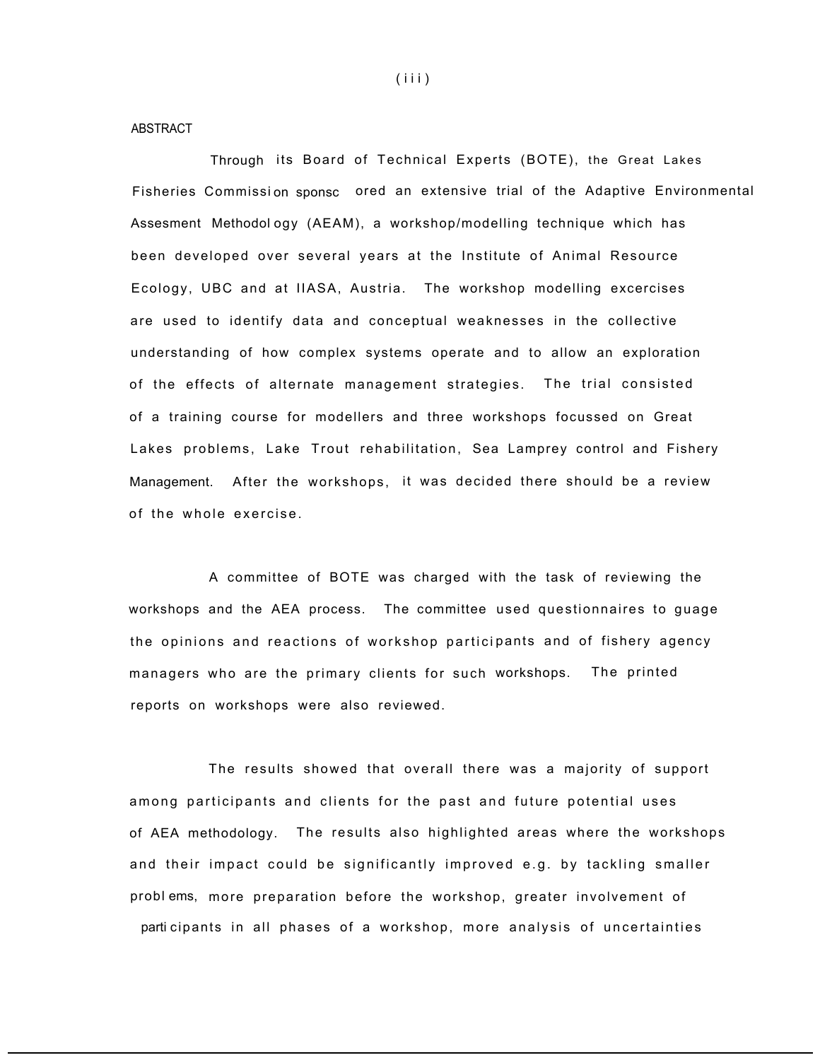## ABSTRACT

Through its Board of Technical Experts (BOTE), the Great Lakes Fisheries Commission sponsored an extensive trial of the Adaptive Environmental Assesment Methodology (AEAM), a workshop/modelling technique which has been developed over several years at the Institute of Animal Resource Ecology, UBC and at IIASA, Austria. The workshop modelling excercises are used to identify data and conceptual weaknesses in the collective understanding of how complex systems operate and to allow an exploration of the effects of alternate management strategies. The trial consisted of a training course for modellers and three workshops focussed on Great Lakes problems, Lake Trout rehabilitation, Sea Lamprey control and Fishery Management. After the workshops, it was decided there should be a review of the whole exercise.

A committee of BOTE was charged with the task of reviewing the workshops and the AEA process. The committee used questionnaires to guage the opinions and reactions of workshop participants and of fishery agency managers who are the primary clients for such workshops. The printed reports on workshops were also reviewed.

The results showed that overall there was a majority of support among participants and clients for the past and future potential uses of AEA methodology. The results also highlighted areas where the workshops and their impact could be significantly improved e.g. by tackling smaller problems, more preparation before the workshop, greater involvement of participants in all phases of a workshop, more analysis of uncertainties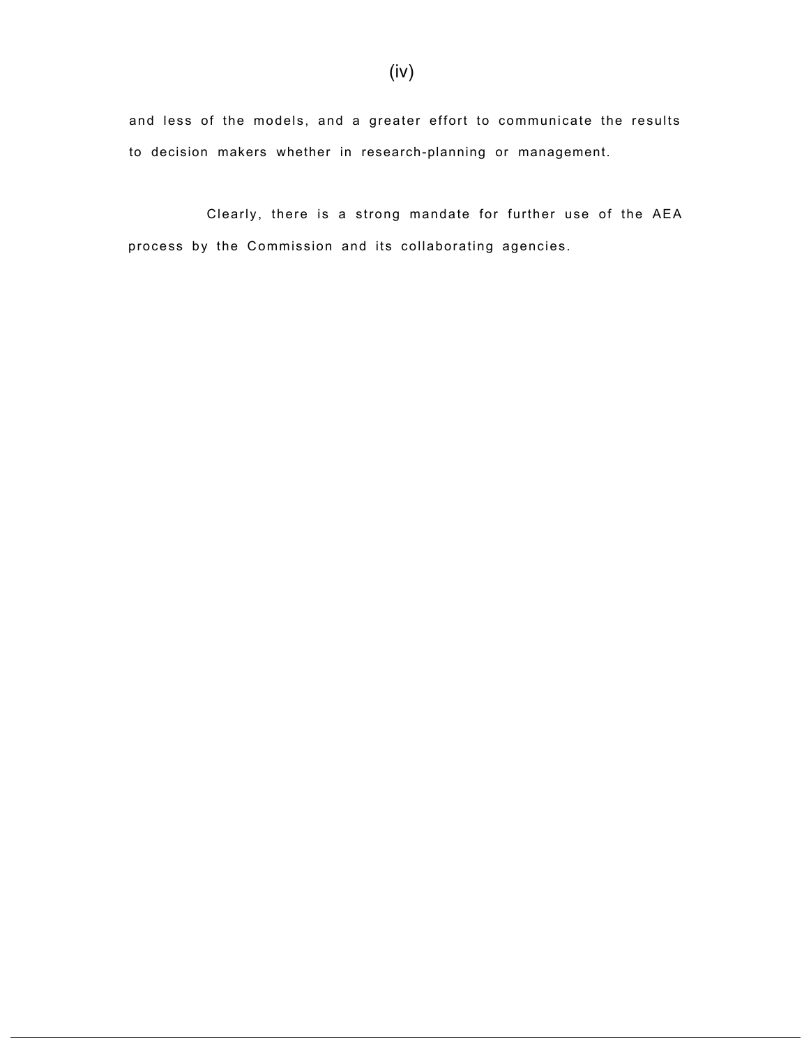and less of the models, and a greater effort to communicate the results to decision makers whether in research-planning or management.

Clearly, there is a strong mandate for further use of the AEA process by the Commission and its collaborating agencies.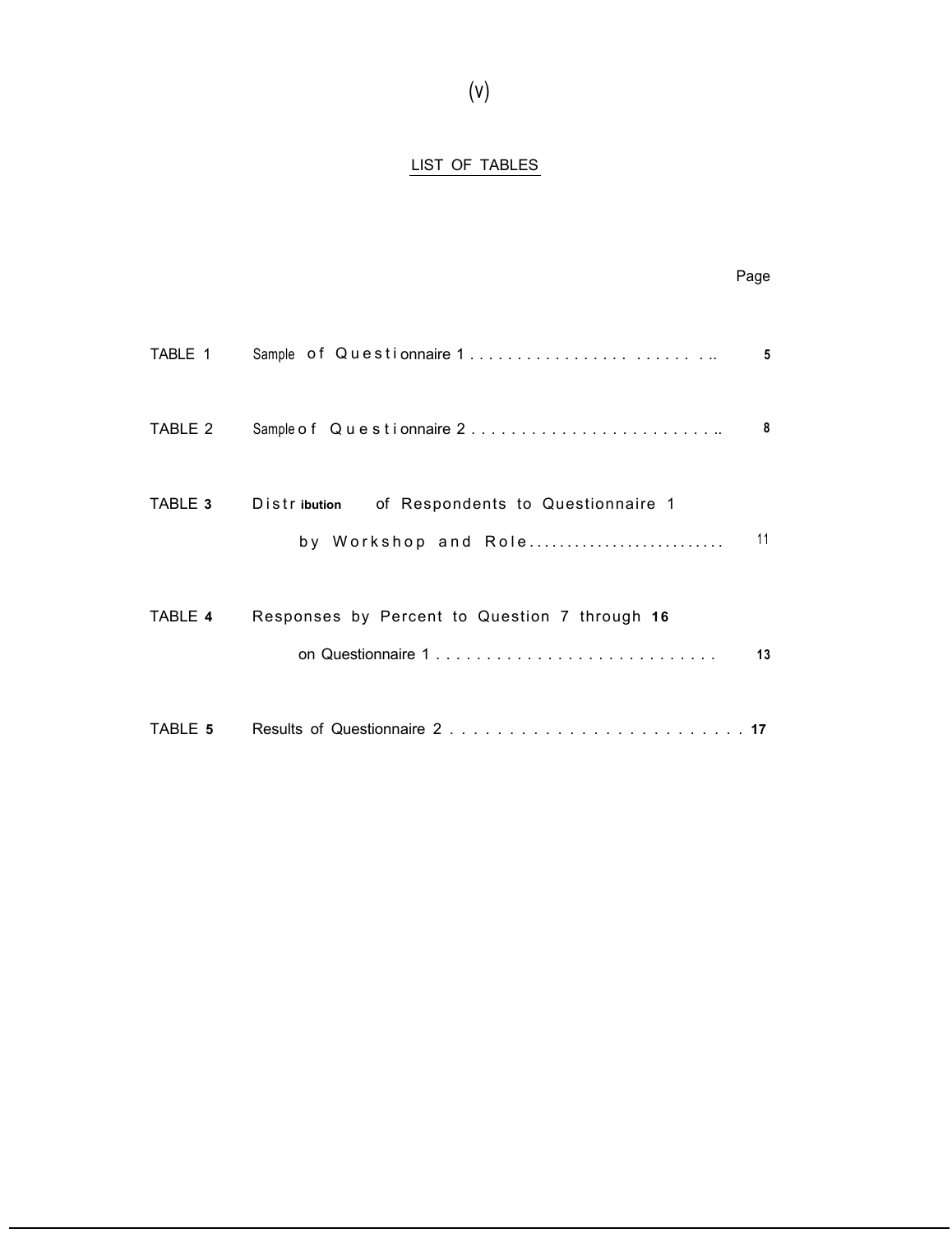## LIST OF TABLES

| | | Page |
|---|---|---|
| TABLE 1 | Sample of Questionnaire 1 | 5 |
| TABLE 2 | Sample of Questionnaire 2 | 8 |
| TABLE 3 | Distribution of Respondents to Questionnaire 1 by Workshop and Role | 11 |
| TABLE 4 | Responses by Percent to Question 7 through 16 on Questionnaire 1 | 13 |
| TABLE 5 | Results of Questionnaire 2 | 17 |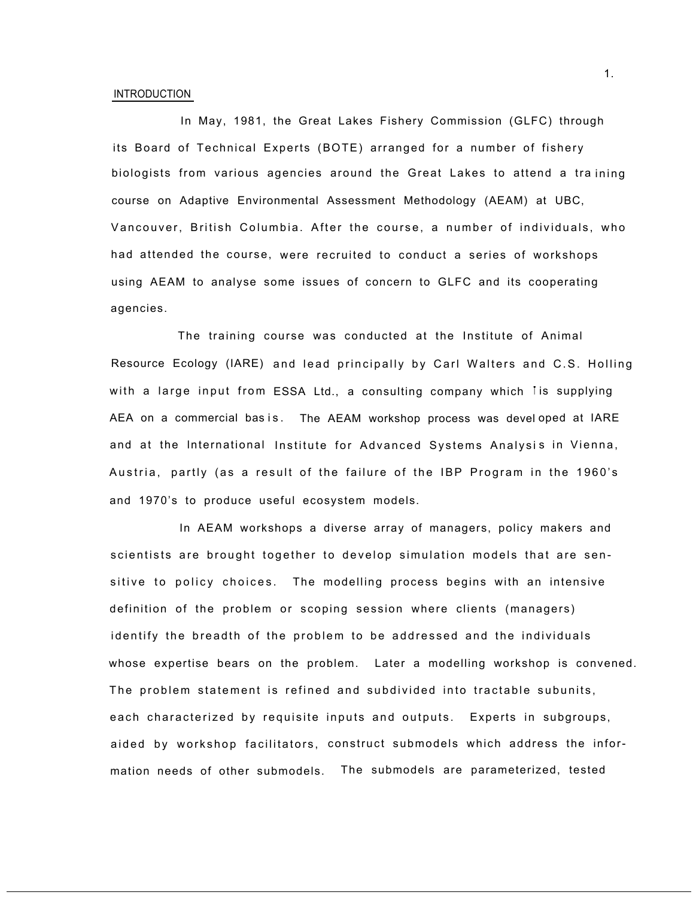## INTRODUCTION

In May, 1981, the Great Lakes Fishery Commission (GLFC) through its Board of Technical Experts (BOTE) arranged for a number of fishery biologists from various agencies around the Great Lakes to attend a training course on Adaptive Environmental Assessment Methodology (AEAM) at UBC, Vancouver, British Columbia. After the course, a number of individuals, who had attended the course, were recruited to conduct a series of workshops using AEAM to analyse some issues of concern to GLFC and its cooperating agencies.

The training course was conducted at the Institute of Animal Resource Ecology (IARE) and lead principally by Carl Walters and C.S. Holling with a large input from ESSA Ltd., a consulting company which is supplying AEA on a commercial basis. The AEAM workshop process was developed at IARE and at the International Institute for Advanced Systems Analysis in Vienna, Austria, partly (as a result of the failure of the IBP Program in the 1960's and 1970's to produce useful ecosystem models.

In AEAM workshops a diverse array of managers, policy makers and scientists are brought together to develop simulation models that are sensitive to policy choices. The modelling process begins with an intensive definition of the problem or scoping session where clients (managers) identify the breadth of the problem to be addressed and the individuals whose expertise bears on the problem. Later a modelling workshop is convened. The problem statement is refined and subdivided into tractable subunits, each characterized by requisite inputs and outputs. Experts in subgroups, aided by workshop facilitators, construct submodels which address the information needs of other submodels. The submodels are parameterized, tested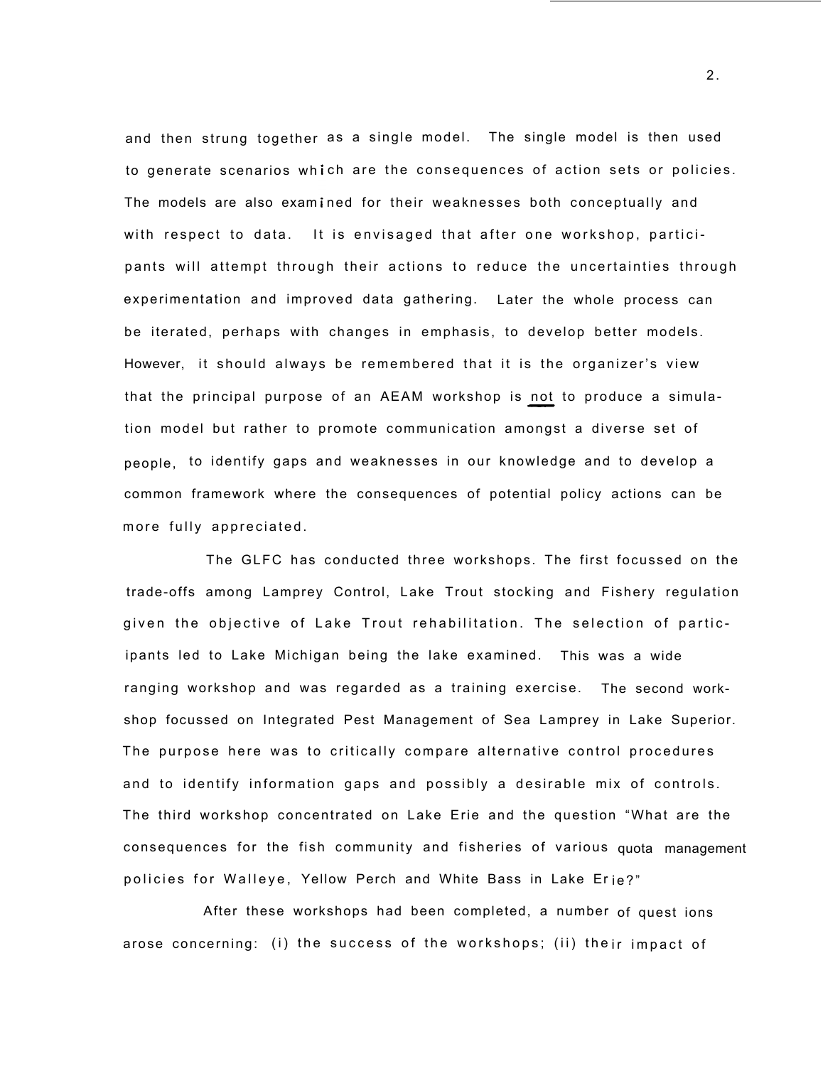and then strung together as a single model. The single model is then used to generate scenarios which are the consequences of action sets or policies. The models are also examined for their weaknesses both conceptually and with respect to data. It is envisaged that after one workshop, participants will attempt through their actions to reduce the uncertainties through experimentation and improved data gathering. Later the whole process can be iterated, perhaps with changes in emphasis, to develop better models. However, it should always be remembered that it is the organizer's view that the principal purpose of an AEAM workshop is <u>not</u> to produce a simulation model but rather to promote communication amongst a diverse set of people, to identify gaps and weaknesses in our knowledge and to develop a common framework where the consequences of potential policy actions can be more fully appreciated.

The GLFC has conducted three workshops. The first focussed on the trade-offs among Lamprey Control, Lake Trout stocking and Fishery regulation given the objective of Lake Trout rehabilitation. The selection of participants led to Lake Michigan being the lake examined. This was a wide ranging workshop and was regarded as a training exercise. The second workshop focussed on Integrated Pest Management of Sea Lamprey in Lake Superior. The purpose here was to critically compare alternative control procedures and to identify information gaps and possibly a desirable mix of controls. The third workshop concentrated on Lake Erie and the question "What are the consequences for the fish community and fisheries of various quota management policies for Walleye, Yellow Perch and White Bass in Lake Erie?"

After these workshops had been completed, a number of questions arose concerning: (i) the success of the workshops; (ii) their impact of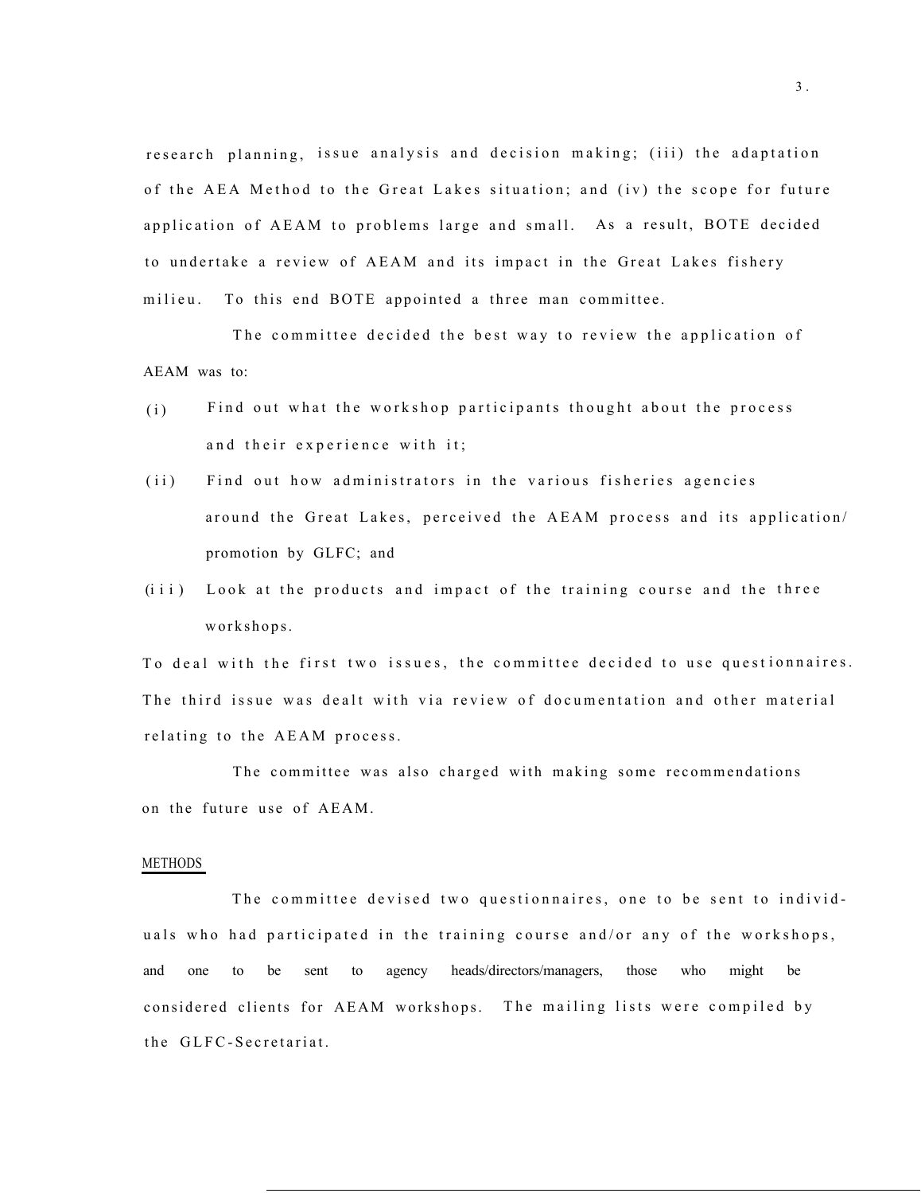research planning, issue analysis and decision making; (iii) the adaptation of the AEA Method to the Great Lakes situation; and (iv) the scope for future application of AEAM to problems large and small. As a result, BOTE decided to undertake a review of AEAM and its impact in the Great Lakes fishery milieu. To this end BOTE appointed a three man committee.

The committee decided the best way to review the application of AEAM was to:

(i) Find out what the workshop participants thought about the process and their experience with it;

(ii) Find out how administrators in the various fisheries agencies around the Great Lakes, perceived the AEAM process and its application/ promotion by GLFC; and

(iii) Look at the products and impact of the training course and the three workshops.

To deal with the first two issues, the committee decided to use questionnaires. The third issue was dealt with via review of documentation and other material relating to the AEAM process.

The committee was also charged with making some recommendations on the future use of AEAM.

## METHODS

The committee devised two questionnaires, one to be sent to individuals who had participated in the training course and/or any of the workshops, and one to be sent to agency heads/directors/managers, those who might be considered clients for AEAM workshops. The mailing lists were compiled by the GLFC-Secretariat.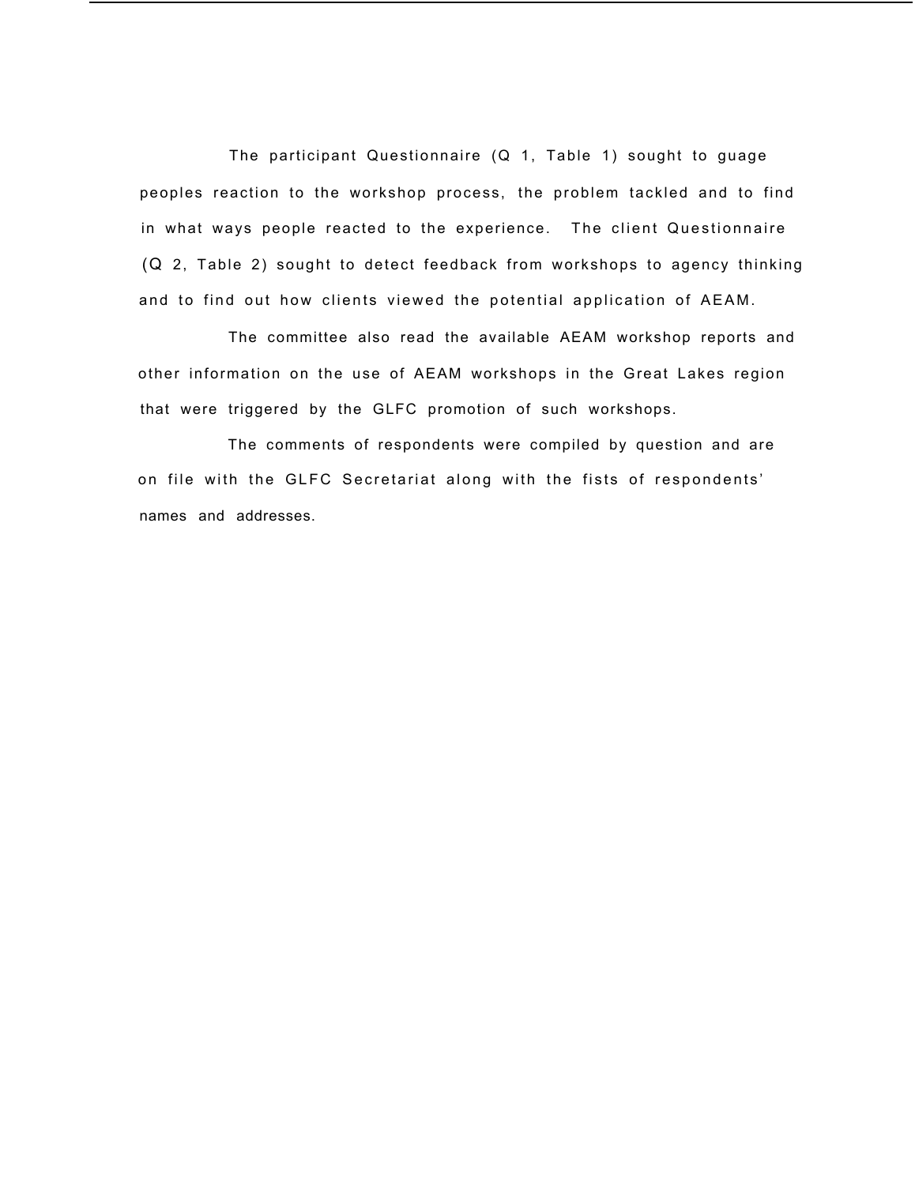The participant Questionnaire (Q 1, Table 1) sought to guage peoples reaction to the workshop process, the problem tackled and to find in what ways people reacted to the experience. The client Questionnaire (Q 2, Table 2) sought to detect feedback from workshops to agency thinking and to find out how clients viewed the potential application of AEAM.

The committee also read the available AEAM workshop reports and other information on the use of AEAM workshops in the Great Lakes region that were triggered by the GLFC promotion of such workshops.

The comments of respondents were compiled by question and are on file with the GLFC Secretariat along with the fists of respondents' names and addresses.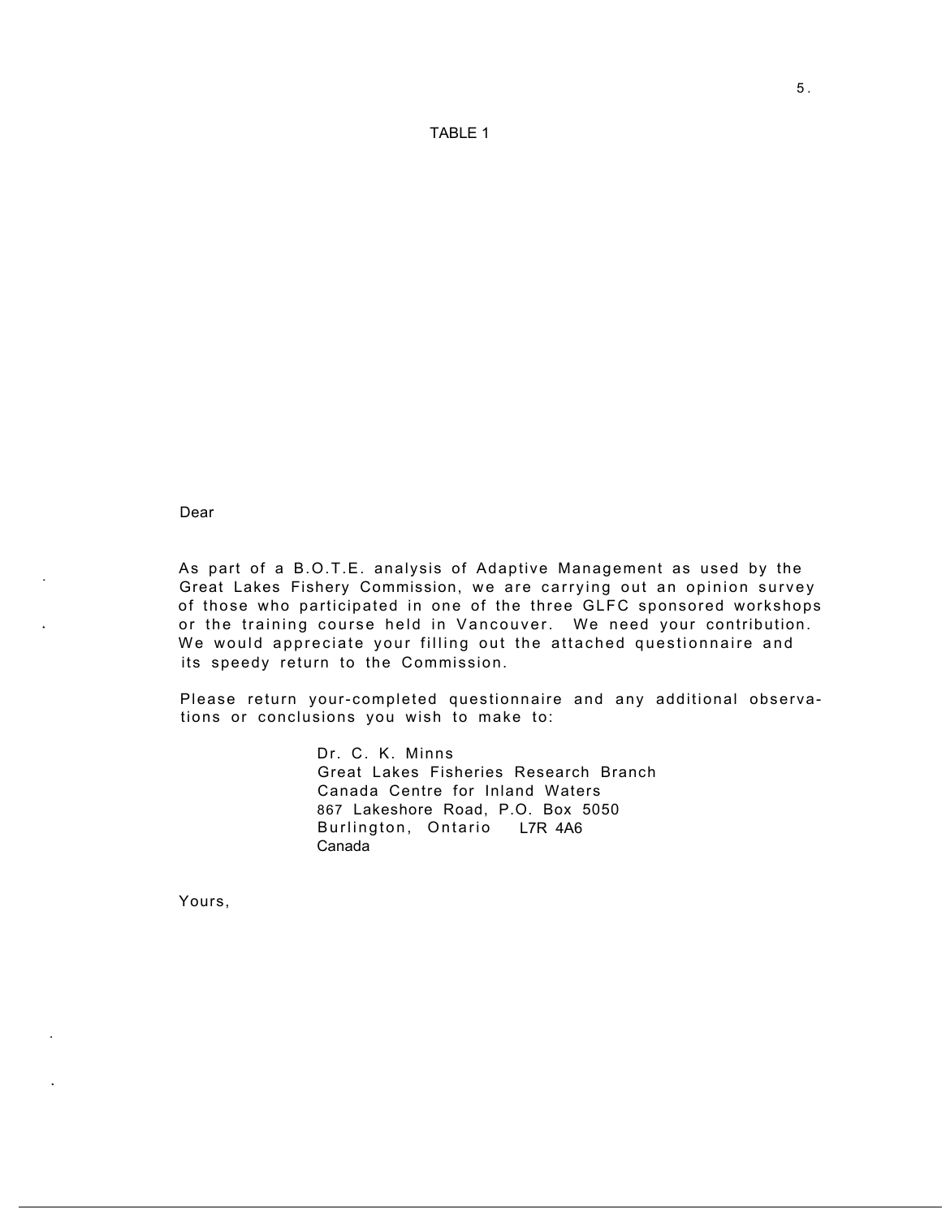TABLE 1

Dear

As part of a B.O.T.E. analysis of Adaptive Management as used by the Great Lakes Fishery Commission, we are carrying out an opinion survey of those who participated in one of the three GLFC sponsored workshops or the training course held in Vancouver. We need your contribution. We would appreciate your filling out the attached questionnaire and its speedy return to the Commission.

Please return your-completed questionnaire and any additional observations or conclusions you wish to make to:

Dr. C. K. Minns
Great Lakes Fisheries Research Branch
Canada Centre for Inland Waters
867 Lakeshore Road, P.O. Box 5050
Burlington, Ontario L7R 4A6
Canada

Yours,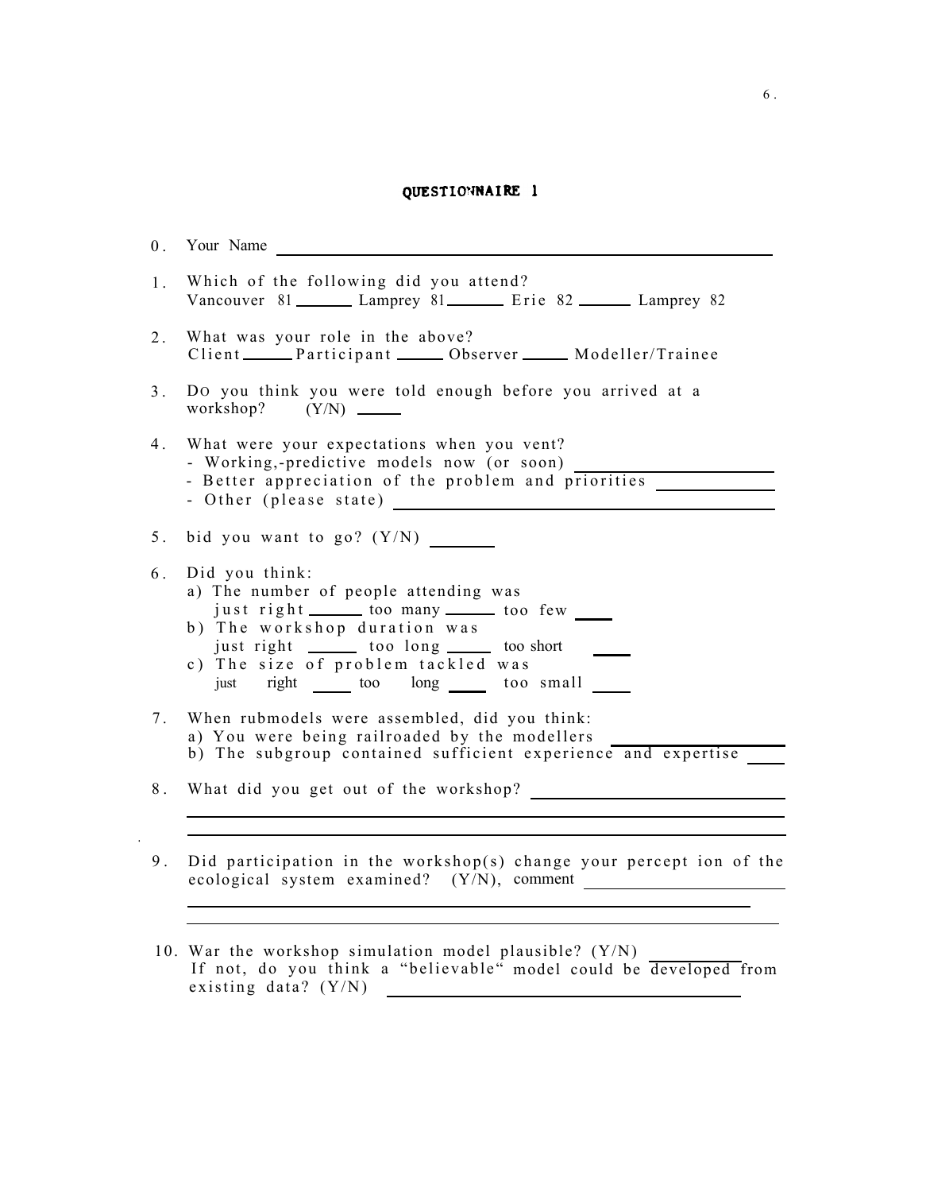# QUESTIONNAIRE 1

0. Your Name ______________________________

1. Which of the following did you attend?
   Vancouver 81 ______ Lamprey 81 ______ Erie 82 ______ Lamprey 82

2. What was your role in the above?
   Client ______ Participant ______ Observer ______ Modeller/Trainee

3. DO you think you were told enough before you arrived at a workshop? (Y/N) ______

4. What were your expectations when you vent?
   - Working,-predictive models now (or soon) ______________
   - Better appreciation of the problem and priorities ______________
   - Other (please state) ______________

5. bid you want to go? (Y/N) ______

6. Did you think:
   a) The number of people attending was
      just right ______ too many ______ too few ____
   b) The workshop duration was
      just right ______ too long ______ too short ____
   c) The size of problem tackled was
      just right ______ too long ______ too small ____

7. When rubmodels were assembled, did you think:
   a) You were being railroaded by the modellers ______________
   b) The subgroup contained sufficient experience and expertise ____

8. What did you get out of the workshop? ______________________________

9. Did participation in the workshop(s) change your percept ion of the ecological system examined? (Y/N), comment ______________________________

10. War the workshop simulation model plausible? (Y/N) ______
    If not, do you think a "believable" model could be developed from existing data? (Y/N) ______________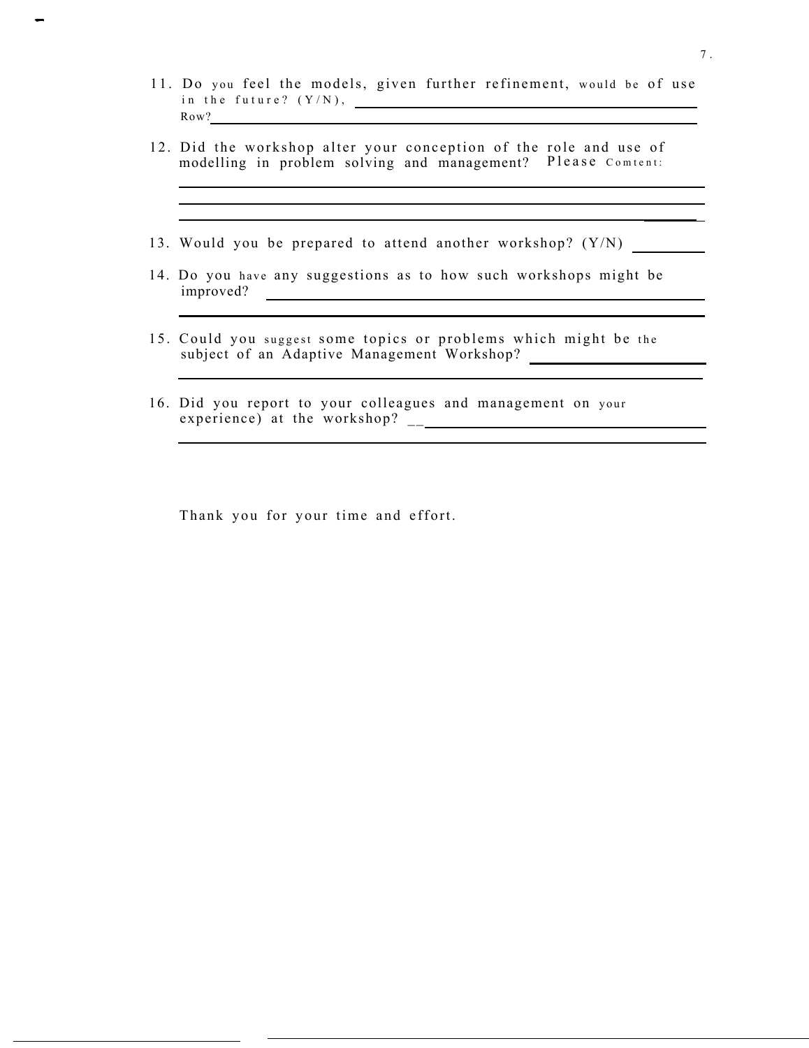11. Do you feel the models, given further refinement, would be of use in the future? (Y/N), ____________________
    Row? ____________________

12. Did the workshop alter your conception of the role and use of modelling in problem solving and management? Please Comtent:
    ____________________
    ____________________
    ____________________

13. Would you be prepared to attend another workshop? (Y/N) ________

14. Do you have any suggestions as to how such workshops might be improved? ____________________
    ____________________

15. Could you suggest some topics or problems which might be the subject of an Adaptive Management Workshop? ____________________
    ____________________

16. Did you report to your colleagues and management on your experience) at the workshop? __ ____________________
    ____________________

Thank you for your time and effort.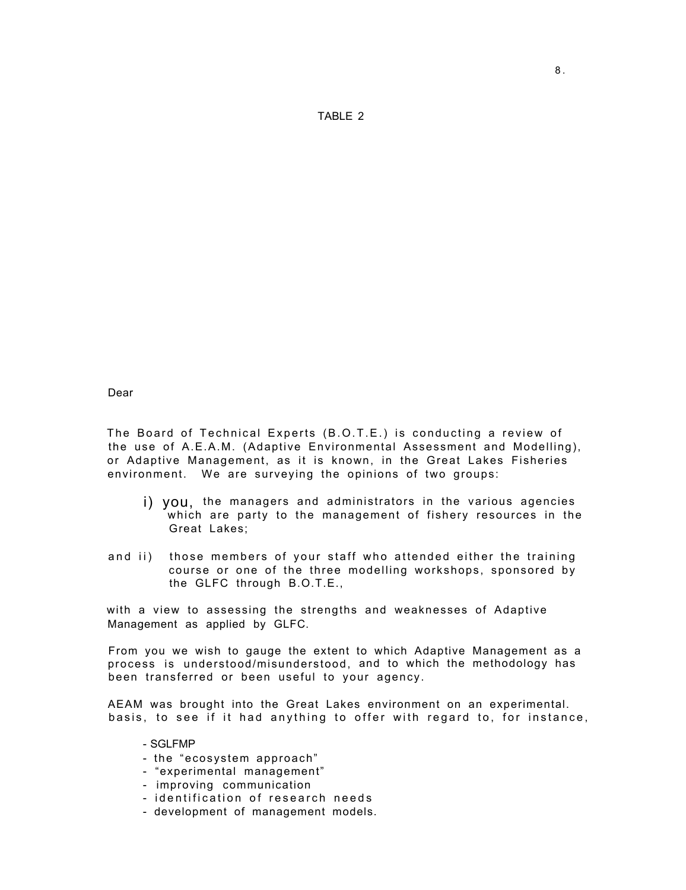TABLE 2

Dear

The Board of Technical Experts (B.O.T.E.) is conducting a review of the use of A.E.A.M. (Adaptive Environmental Assessment and Modelling), or Adaptive Management, as it is known, in the Great Lakes Fisheries environment. We are surveying the opinions of two groups:

i) you, the managers and administrators in the various agencies which are party to the management of fishery resources in the Great Lakes;

and ii) those members of your staff who attended either the training course or one of the three modelling workshops, sponsored by the GLFC through B.O.T.E.,

with a view to assessing the strengths and weaknesses of Adaptive Management as applied by GLFC.

From you we wish to gauge the extent to which Adaptive Management as a process is understood/misunderstood, and to which the methodology has been transferred or been useful to your agency.

AEAM was brought into the Great Lakes environment on an experimental. basis, to see if it had anything to offer with regard to, for instance,

- SGLFMP
- the "ecosystem approach"
- "experimental management"
- improving communication
- identification of research needs
- development of management models.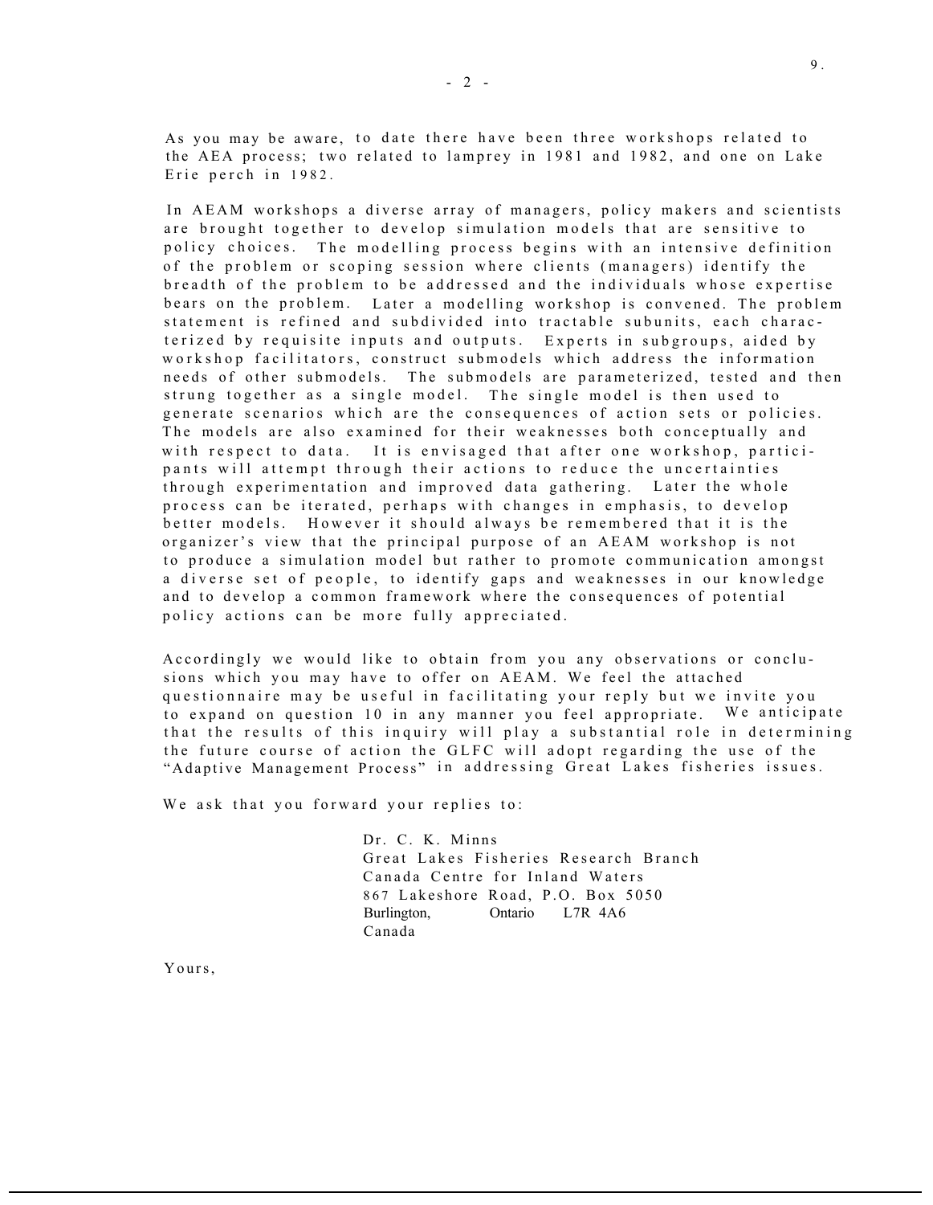As you may be aware, to date there have been three workshops related to the AEA process; two related to lamprey in 1981 and 1982, and one on Lake Erie perch in 1982.

In AEAM workshops a diverse array of managers, policy makers and scientists are brought together to develop simulation models that are sensitive to policy choices. The modelling process begins with an intensive definition of the problem or scoping session where clients (managers) identify the breadth of the problem to be addressed and the individuals whose expertise bears on the problem. Later a modelling workshop is convened. The problem statement is refined and subdivided into tractable subunits, each characterized by requisite inputs and outputs. Experts in subgroups, aided by workshop facilitators, construct submodels which address the information needs of other submodels. The submodels are parameterized, tested and then strung together as a single model. The single model is then used to generate scenarios which are the consequences of action sets or policies. The models are also examined for their weaknesses both conceptually and with respect to data. It is envisaged that after one workshop, participants will attempt through their actions to reduce the uncertainties through experimentation and improved data gathering. Later the whole process can be iterated, perhaps with changes in emphasis, to develop better models. However it should always be remembered that it is the organizer's view that the principal purpose of an AEAM workshop is not to produce a simulation model but rather to promote communication amongst a diverse set of people, to identify gaps and weaknesses in our knowledge and to develop a common framework where the consequences of potential policy actions can be more fully appreciated.

Accordingly we would like to obtain from you any observations or conclusions which you may have to offer on AEAM. We feel the attached questionnaire may be useful in facilitating your reply but we invite you to expand on question 10 in any manner you feel appropriate. We anticipate that the results of this inquiry will play a substantial role in determining the future course of action the GLFC will adopt regarding the use of the "Adaptive Management Process" in addressing Great Lakes fisheries issues.

We ask that you forward your replies to:

Dr. C. K. Minns
Great Lakes Fisheries Research Branch
Canada Centre for Inland Waters
867 Lakeshore Road, P.O. Box 5050
Burlington, Ontario L7R 4A6
Canada

Yours,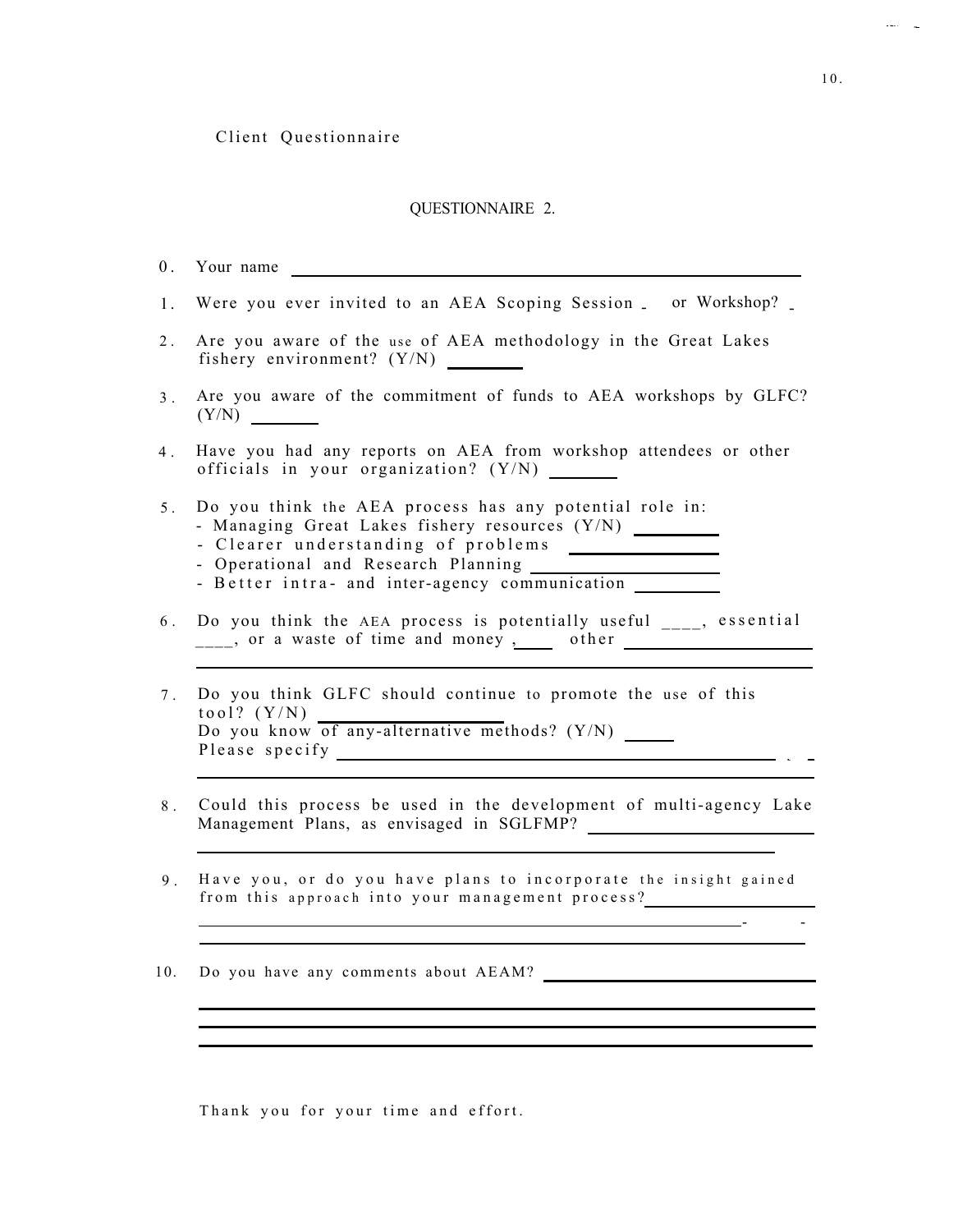Client Questionnaire

## QUESTIONNAIRE 2.

0. Your name ______________________________

1. Were you ever invited to an AEA Scoping Session _ or Workshop? _

2. Are you aware of the use of AEA methodology in the Great Lakes fishery environment? (Y/N) ________

3. Are you aware of the commitment of funds to AEA workshops by GLFC? (Y/N) ________

4. Have you had any reports on AEA from workshop attendees or other officials in your organization? (Y/N) ________

5. Do you think the AEA process has any potential role in:
   - Managing Great Lakes fishery resources (Y/N) ________
   - Clearer understanding of problems ________
   - Operational and Research Planning ________
   - Better intra- and inter-agency communication ________

6. Do you think the AEA process is potentially useful ____, essential ____, or a waste of time and money , ____ other ____________________

7. Do you think GLFC should continue to promote the use of this tool? (Y/N) ________
   Do you know of any-alternative methods? (Y/N) _____
   Please specify ______________________________

8. Could this process be used in the development of multi-agency Lake Management Plans, as envisaged in SGLFMP? ______________________________

9. Have you, or do you have plans to incorporate the insight gained from this approach into your management process? ______________________________

10. Do you have any comments about AEAM? ______________________________

Thank you for your time and effort.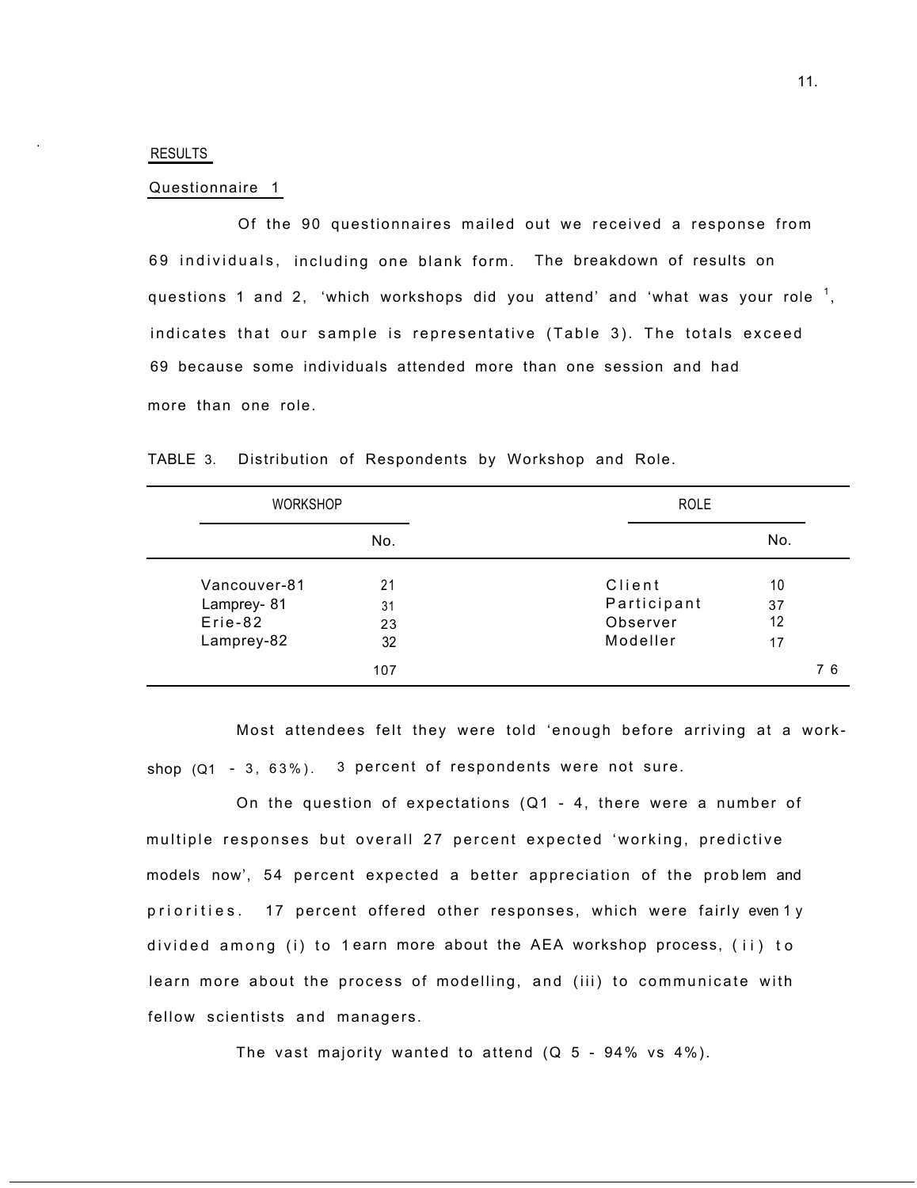## RESULTS

### Questionnaire 1

Of the 90 questionnaires mailed out we received a response from 69 individuals, including one blank form. The breakdown of results on questions 1 and 2, 'which workshops did you attend' and 'what was your role [1], indicates that our sample is representative (Table 3). The totals exceed 69 because some individuals attended more than one session and had more than one role.

TABLE 3. Distribution of Respondents by Workshop and Role.

| WORKSHOP | No. | ROLE | No. |
|---|---|---|---|
| Vancouver-81 | 21 | Client | 10 |
| Lamprey- 81 | 31 | Participant | 37 |
| Erie-82 | 23 | Observer | 12 |
| Lamprey-82 | 32 | Modeller | 17 |
| | 107 | | 76 |

Most attendees felt they were told 'enough before arriving at a workshop (Q1 - 3, 63%). 3 percent of respondents were not sure.

On the question of expectations (Q1 - 4, there were a number of multiple responses but overall 27 percent expected 'working, predictive models now', 54 percent expected a better appreciation of the problem and priorities. 17 percent offered other responses, which were fairly evenly divided among (i) to learn more about the AEA workshop process, (ii) to learn more about the process of modelling, and (iii) to communicate with fellow scientists and managers.

The vast majority wanted to attend (Q 5 - 94% vs 4%).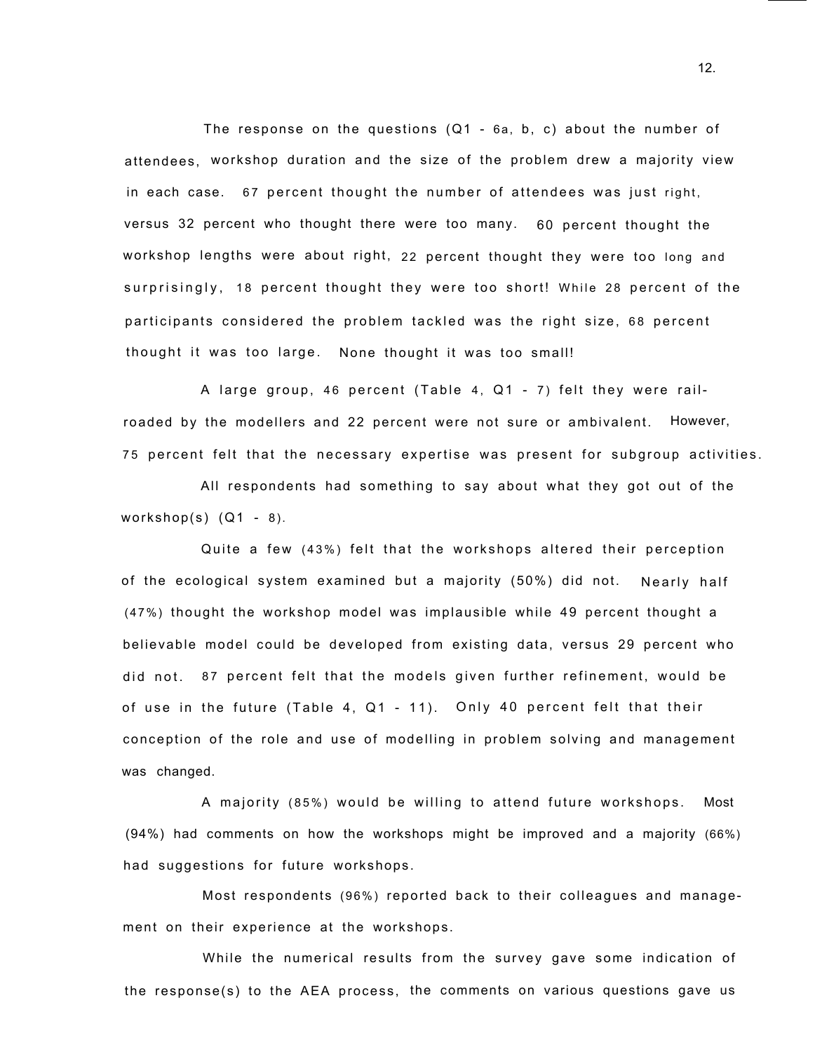The response on the questions (Q1 - 6a, b, c) about the number of attendees, workshop duration and the size of the problem drew a majority view in each case. 67 percent thought the number of attendees was just right, versus 32 percent who thought there were too many. 60 percent thought the workshop lengths were about right, 22 percent thought they were too long and surprisingly, 18 percent thought they were too short! While 28 percent of the participants considered the problem tackled was the right size, 68 percent thought it was too large. None thought it was too small!

A large group, 46 percent (Table 4, Q1 - 7) felt they were rail-roaded by the modellers and 22 percent were not sure or ambivalent. However, 75 percent felt that the necessary expertise was present for subgroup activities.

All respondents had something to say about what they got out of the workshop(s) (Q1 - 8).

Quite a few (43%) felt that the workshops altered their perception of the ecological system examined but a majority (50%) did not. Nearly half (47%) thought the workshop model was implausible while 49 percent thought a believable model could be developed from existing data, versus 29 percent who did not. 87 percent felt that the models given further refinement, would be of use in the future (Table 4, Q1 - 11). Only 40 percent felt that their conception of the role and use of modelling in problem solving and management was changed.

A majority (85%) would be willing to attend future workshops. Most (94%) had comments on how the workshops might be improved and a majority (66%) had suggestions for future workshops.

Most respondents (96%) reported back to their colleagues and management on their experience at the workshops.

While the numerical results from the survey gave some indication of the response(s) to the AEA process, the comments on various questions gave us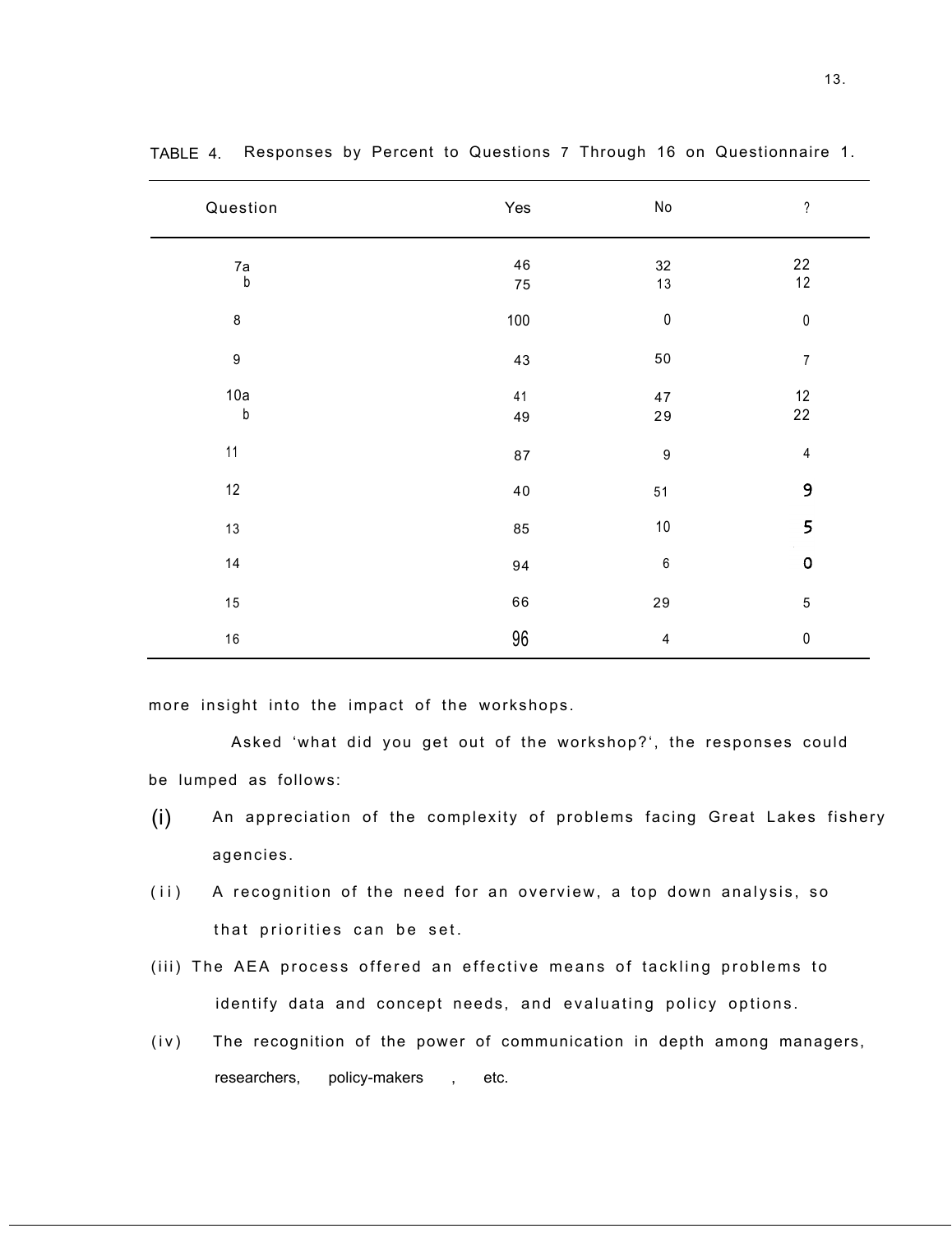TABLE 4. Responses by Percent to Questions 7 Through 16 on Questionnaire 1.

| Question | Yes | No | ? |
|---|---|---|---|
| 7a | 46 | 32 | 22 |
| b | 75 | 13 | 12 |
| 8 | 100 | 0 | 0 |
| 9 | 43 | 50 | 7 |
| 10a | 41 | 47 | 12 |
| b | 49 | 29 | 22 |
| 11 | 87 | 9 | 4 |
| 12 | 40 | 51 | 9 |
| 13 | 85 | 10 | 5 |
| 14 | 94 | 6 | 0 |
| 15 | 66 | 29 | 5 |
| 16 | 96 | 4 | 0 |

more insight into the impact of the workshops.

Asked 'what did you get out of the workshop?', the responses could be lumped as follows:

(i) An appreciation of the complexity of problems facing Great Lakes fishery agencies.

(ii) A recognition of the need for an overview, a top down analysis, so that priorities can be set.

(iii) The AEA process offered an effective means of tackling problems to identify data and concept needs, and evaluating policy options.

(iv) The recognition of the power of communication in depth among managers, researchers, policy-makers, etc.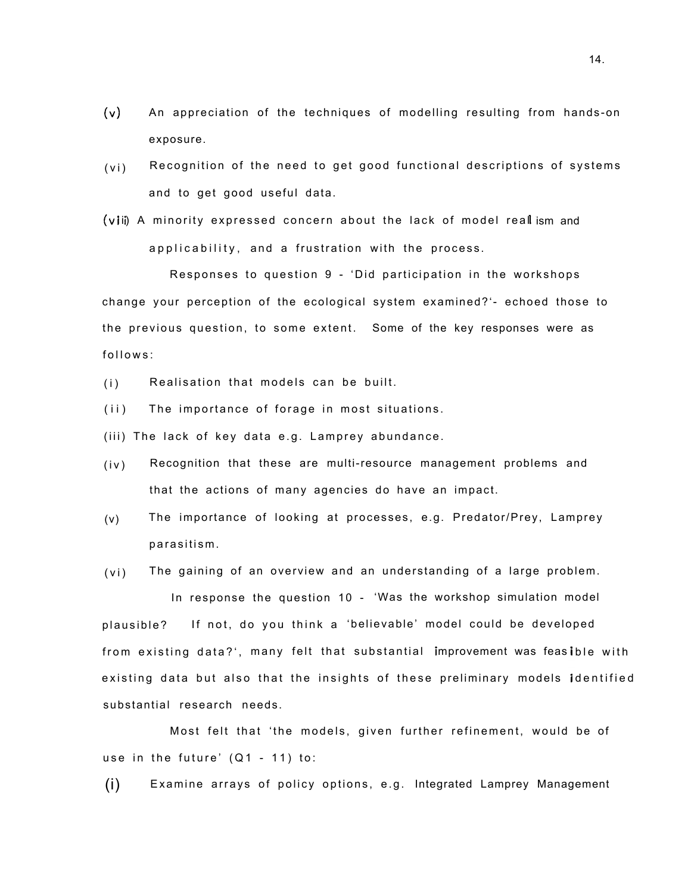(v) An appreciation of the techniques of modelling resulting from hands-on exposure.

(vi) Recognition of the need to get good functional descriptions of systems and to get good useful data.

(vii) A minority expressed concern about the lack of model realism and applicability, and a frustration with the process.

Responses to question 9 - 'Did participation in the workshops change your perception of the ecological system examined?'- echoed those to the previous question, to some extent. Some of the key responses were as follows:

(i) Realisation that models can be built.

(ii) The importance of forage in most situations.

(iii) The lack of key data e.g. Lamprey abundance.

(iv) Recognition that these are multi-resource management problems and that the actions of many agencies do have an impact.

(v) The importance of looking at processes, e.g. Predator/Prey, Lamprey parasitism.

(vi) The gaining of an overview and an understanding of a large problem.

In response the question 10 - 'Was the workshop simulation model plausible? If not, do you think a 'believable' model could be developed from existing data?', many felt that substantial improvement was feasible with existing data but also that the insights of these preliminary models identified substantial research needs.

Most felt that 'the models, given further refinement, would be of use in the future' (Q1 - 11) to:

(i) Examine arrays of policy options, e.g. Integrated Lamprey Management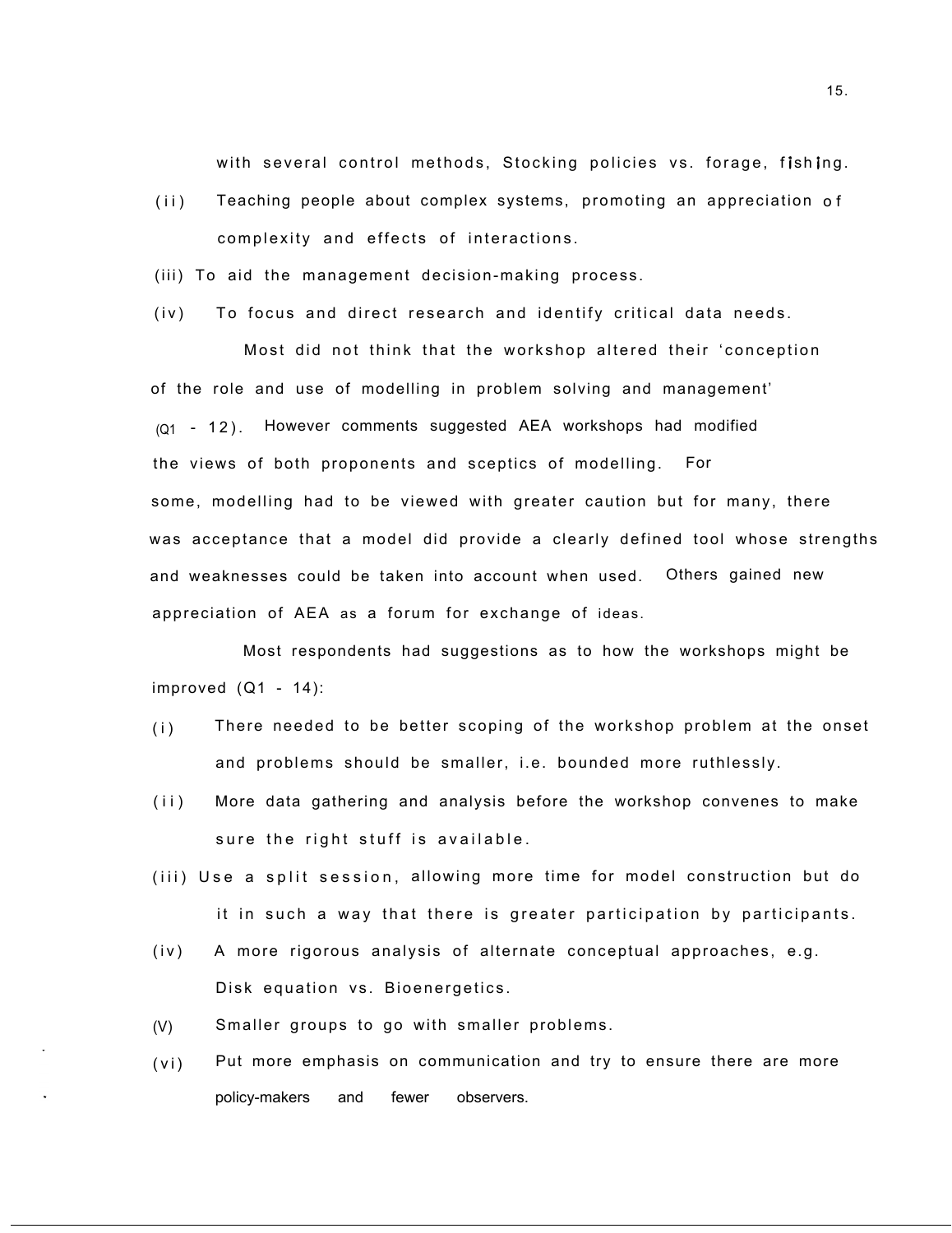with several control methods, Stocking policies vs. forage, fishing.

(ii) Teaching people about complex systems, promoting an appreciation of complexity and effects of interactions.

(iii) To aid the management decision-making process.

(iv) To focus and direct research and identify critical data needs.

Most did not think that the workshop altered their 'conception of the role and use of modelling in problem solving and management' (Q1 - 12). However comments suggested AEA workshops had modified the views of both proponents and sceptics of modelling. For some, modelling had to be viewed with greater caution but for many, there was acceptance that a model did provide a clearly defined tool whose strengths and weaknesses could be taken into account when used. Others gained new appreciation of AEA as a forum for exchange of ideas.

Most respondents had suggestions as to how the workshops might be improved (Q1 - 14):

(i) There needed to be better scoping of the workshop problem at the onset and problems should be smaller, i.e. bounded more ruthlessly.

(ii) More data gathering and analysis before the workshop convenes to make sure the right stuff is available.

(iii) Use a split session, allowing more time for model construction but do it in such a way that there is greater participation by participants.

(iv) A more rigorous analysis of alternate conceptual approaches, e.g. Disk equation vs. Bioenergetics.

(V) Smaller groups to go with smaller problems.

(vi) Put more emphasis on communication and try to ensure there are more policy-makers and fewer observers.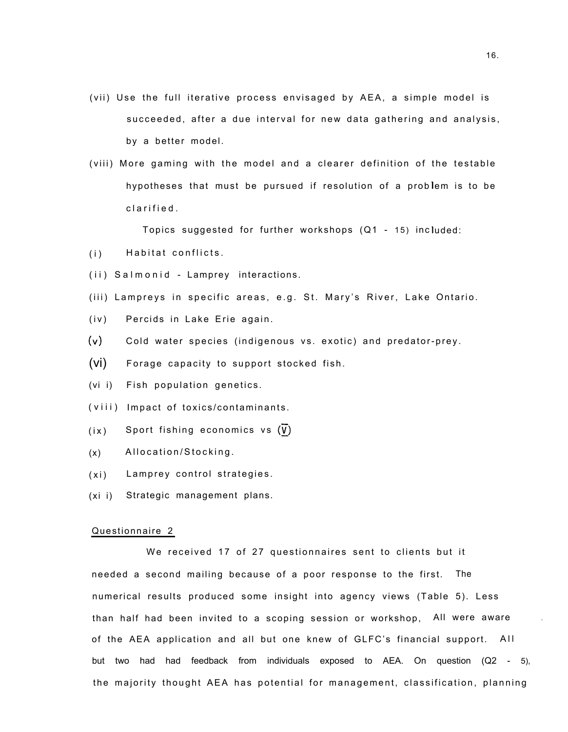(vii) Use the full iterative process envisaged by AEA, a simple model is succeeded, after a due interval for new data gathering and analysis, by a better model.

(viii) More gaming with the model and a clearer definition of the testable hypotheses that must be pursued if resolution of a problem is to be clarified.

Topics suggested for further workshops (Q1 - 15) included:

(i) Habitat conflicts.

(ii) Salmonid - Lamprey interactions.

(iii) Lampreys in specific areas, e.g. St. Mary's River, Lake Ontario.

(iv) Percids in Lake Erie again.

(v) Cold water species (indigenous vs. exotic) and predator-prey.

(vi) Forage capacity to support stocked fish.

(vii) Fish population genetics.

(viii) Impact of toxics/contaminants.

(ix) Sport fishing economics vs (V)

(x) Allocation/Stocking.

(xi) Lamprey control strategies.

(xii) Strategic management plans.

## Questionnaire 2

We received 17 of 27 questionnaires sent to clients but it needed a second mailing because of a poor response to the first. The numerical results produced some insight into agency views (Table 5). Less than half had been invited to a scoping session or workshop, All were aware of the AEA application and all but one knew of GLFC's financial support. All but two had had feedback from individuals exposed to AEA. On question (Q2 - 5), the majority thought AEA has potential for management, classification, planning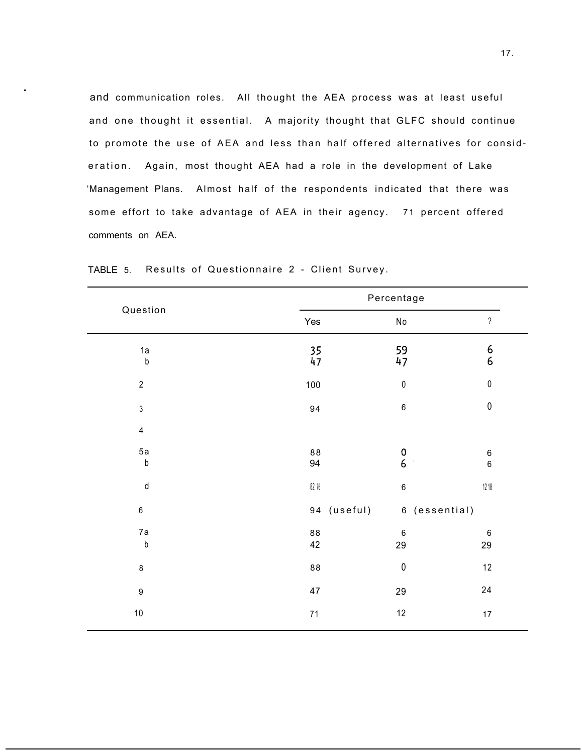and communication roles. All thought the AEA process was at least useful and one thought it essential. A majority thought that GLFC should continue to promote the use of AEA and less than half offered alternatives for consideration. Again, most thought AEA had a role in the development of Lake 'Management Plans. Almost half of the respondents indicated that there was some effort to take advantage of AEA in their agency. 71 percent offered comments on AEA.

TABLE 5. Results of Questionnaire 2 - Client Survey.

| Question | Percentage | | |
|---|---|---|---|
| | Yes | No | ? |
| 1a | 35 | 59 | 6 |
| b | 47 | 47 | 6 |
| 2 | 100 | 0 | 0 |
| 3 | 94 | 6 | 0 |
| 4 | | | |
| 5a | 88 | 0 | 6 |
| b | 94 | 6 | 6 |
| d | 82 76 | 6 | 12 18 |
| 6 | 94 (useful) | 6 (essential) | |
| 7a | 88 | 6 | 6 |
| b | 42 | 29 | 29 |
| 8 | 88 | 0 | 12 |
| 9 | 47 | 29 | 24 |
| 10 | 71 | 12 | 17 |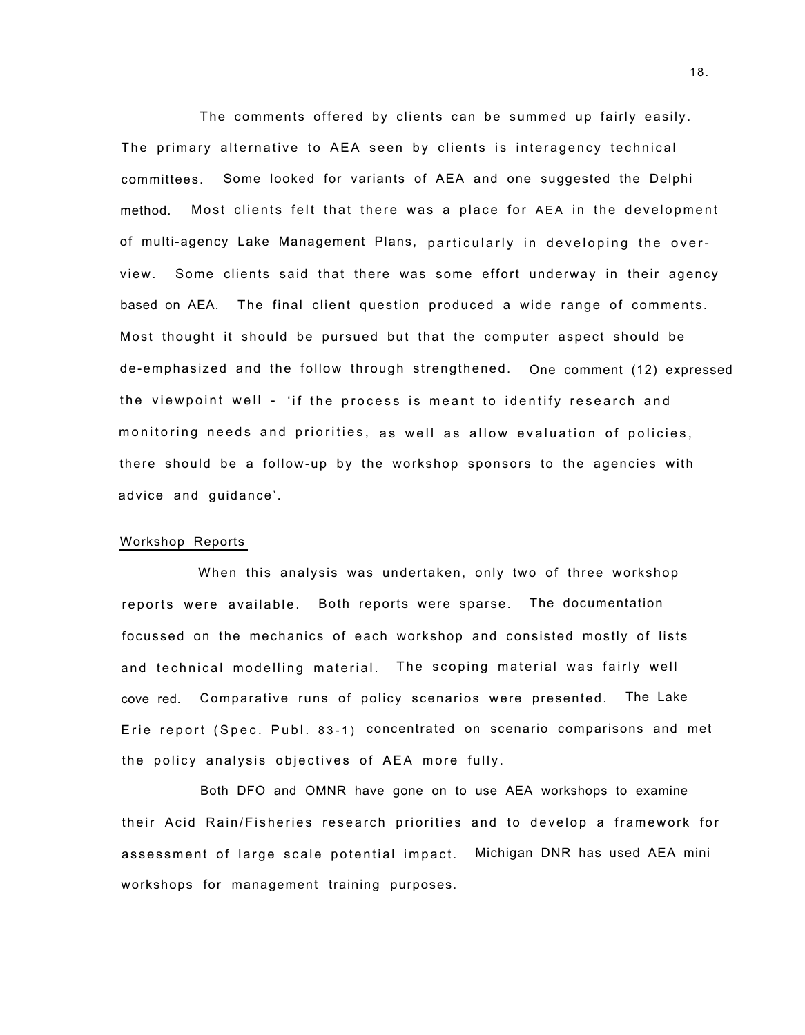The comments offered by clients can be summed up fairly easily. The primary alternative to AEA seen by clients is interagency technical committees. Some looked for variants of AEA and one suggested the Delphi method. Most clients felt that there was a place for AEA in the development of multi-agency Lake Management Plans, particularly in developing the overview. Some clients said that there was some effort underway in their agency based on AEA. The final client question produced a wide range of comments. Most thought it should be pursued but that the computer aspect should be de-emphasized and the follow through strengthened. One comment (12) expressed the viewpoint well - 'if the process is meant to identify research and monitoring needs and priorities, as well as allow evaluation of policies, there should be a follow-up by the workshop sponsors to the agencies with advice and guidance'.

Workshop Reports

When this analysis was undertaken, only two of three workshop reports were available. Both reports were sparse. The documentation focussed on the mechanics of each workshop and consisted mostly of lists and technical modelling material. The scoping material was fairly well covered. Comparative runs of policy scenarios were presented. The Lake Erie report (Spec. Publ. 83-1) concentrated on scenario comparisons and met the policy analysis objectives of AEA more fully.

Both DFO and OMNR have gone on to use AEA workshops to examine their Acid Rain/Fisheries research priorities and to develop a framework for assessment of large scale potential impact. Michigan DNR has used AEA mini workshops for management training purposes.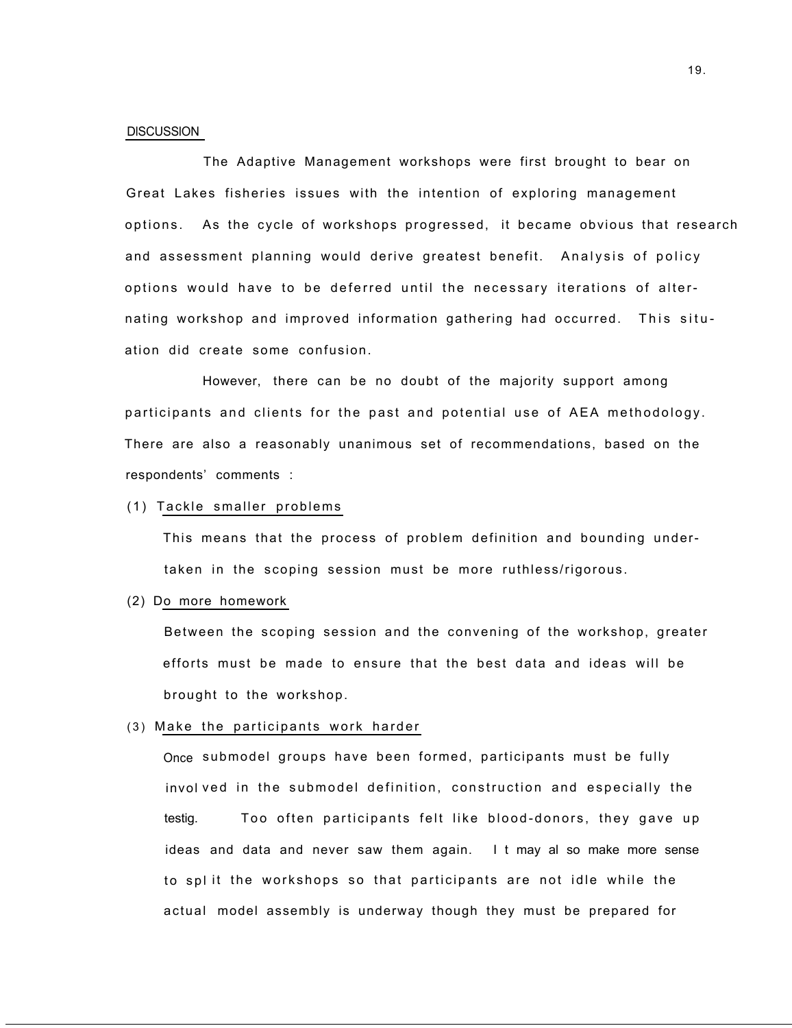## DISCUSSION

The Adaptive Management workshops were first brought to bear on Great Lakes fisheries issues with the intention of exploring management options. As the cycle of workshops progressed, it became obvious that research and assessment planning would derive greatest benefit. Analysis of policy options would have to be deferred until the necessary iterations of alternating workshop and improved information gathering had occurred. This situation did create some confusion.

However, there can be no doubt of the majority support among participants and clients for the past and potential use of AEA methodology. There are also a reasonably unanimous set of recommendations, based on the respondents' comments :

(1) Tackle smaller problems

This means that the process of problem definition and bounding undertaken in the scoping session must be more ruthless/rigorous.

(2) Do more homework

Between the scoping session and the convening of the workshop, greater efforts must be made to ensure that the best data and ideas will be brought to the workshop.

(3) Make the participants work harder

Once submodel groups have been formed, participants must be fully involved in the submodel definition, construction and especially the testig. Too often participants felt like blood-donors, they gave up ideas and data and never saw them again. It may also make more sense to split the workshops so that participants are not idle while the actual model assembly is underway though they must be prepared for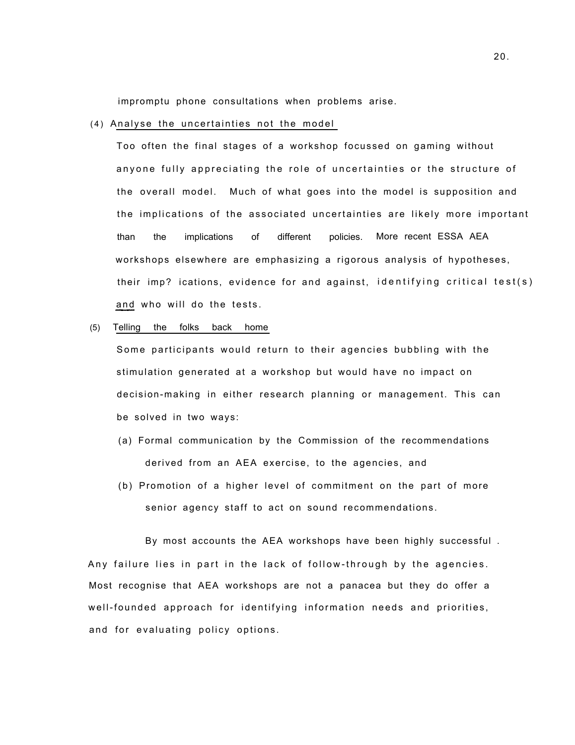impromptu phone consultations when problems arise.

(4) Analyse the uncertainties not the model

Too often the final stages of a workshop focussed on gaming without anyone fully appreciating the role of uncertainties or the structure of the overall model. Much of what goes into the model is supposition and the implications of the associated uncertainties are likely more important than the implications of different policies. More recent ESSA AEA workshops elsewhere are emphasizing a rigorous analysis of hypotheses, their imp? ications, evidence for and against, identifying critical test(s) and who will do the tests.

(5) Telling the folks back home

Some participants would return to their agencies bubbling with the stimulation generated at a workshop but would have no impact on decision-making in either research planning or management. This can be solved in two ways:

(a) Formal communication by the Commission of the recommendations derived from an AEA exercise, to the agencies, and

(b) Promotion of a higher level of commitment on the part of more senior agency staff to act on sound recommendations.

By most accounts the AEA workshops have been highly successful . Any failure lies in part in the lack of follow-through by the agencies. Most recognise that AEA workshops are not a panacea but they do offer a well-founded approach for identifying information needs and priorities, and for evaluating policy options.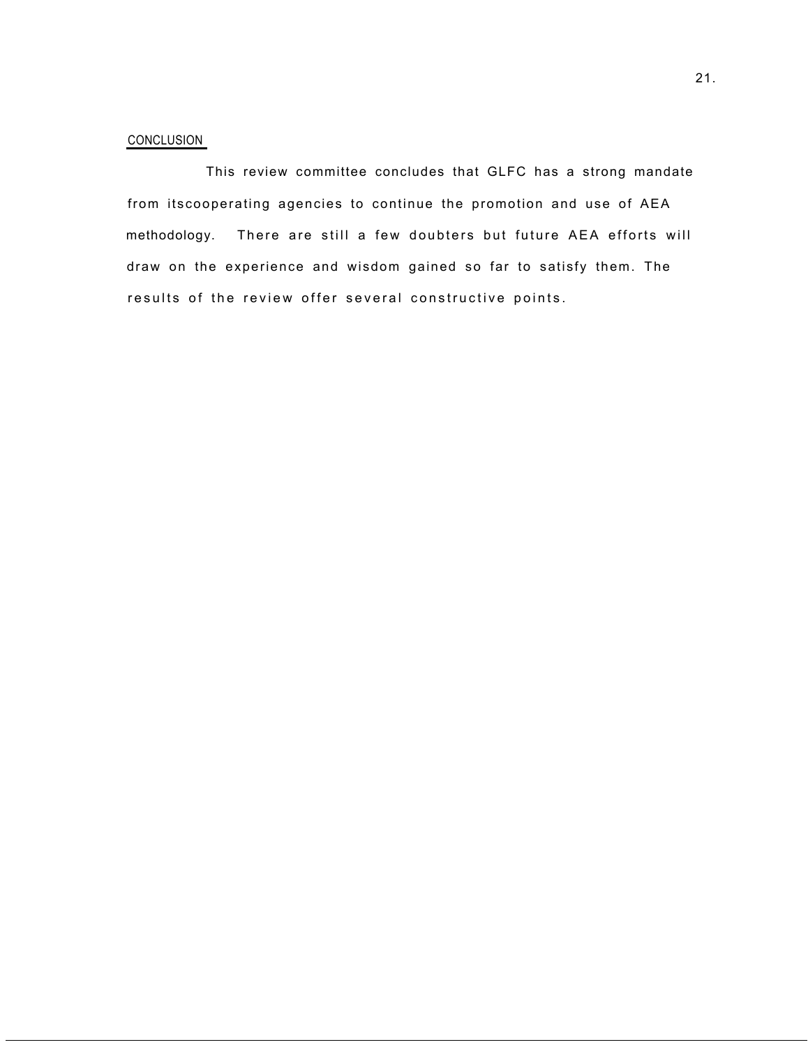## CONCLUSION

This review committee concludes that GLFC has a strong mandate from itscooperating agencies to continue the promotion and use of AEA methodology. There are still a few doubters but future AEA efforts will draw on the experience and wisdom gained so far to satisfy them. The results of the review offer several constructive points.